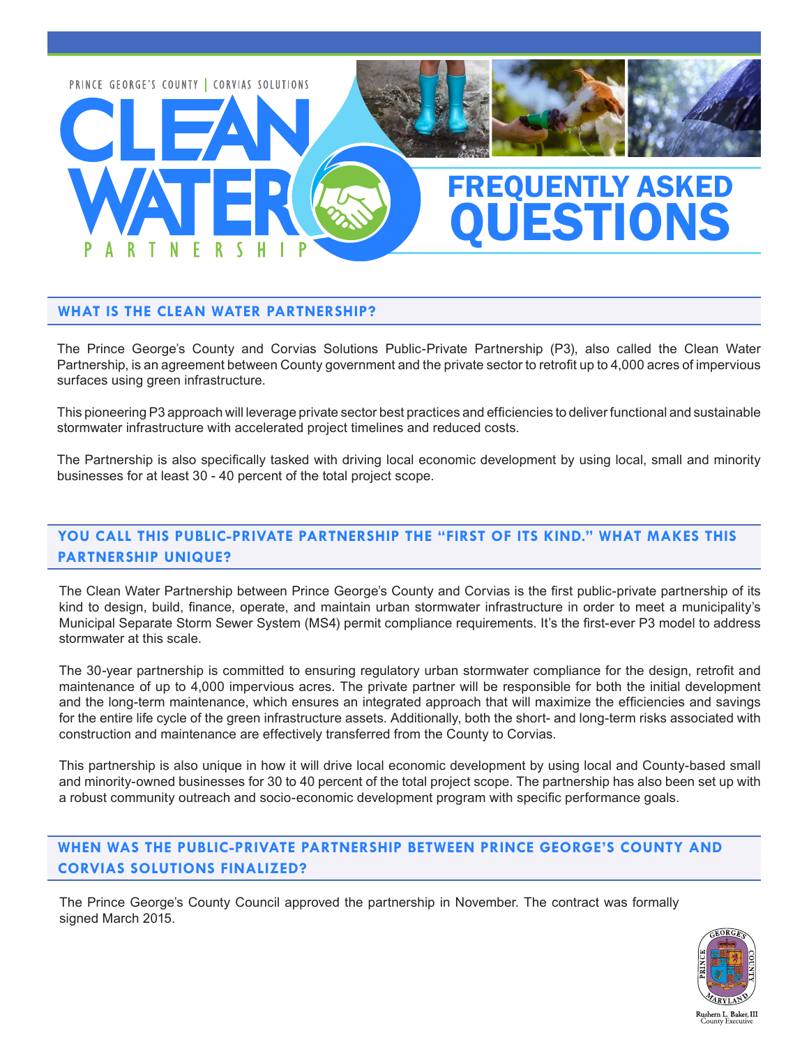PRINCE GEORGE'S COUNTY | CORVIAS SOLUTIONS

# CLEAN WATER PARTNERSHIP

# FREQUENTLY ASKED QUESTIONS

## WHAT IS THE CLEAN WATER PARTNERSHIP?

The Prince George's County and Corvias Solutions Public-Private Partnership (P3), also called the Clean Water Partnership, is an agreement between County government and the private sector to retrofit up to 4,000 acres of impervious surfaces using green infrastructure.

This pioneering P3 approach will leverage private sector best practices and efficiencies to deliver functional and sustainable stormwater infrastructure with accelerated project timelines and reduced costs.

The Partnership is also specifically tasked with driving local economic development by using local, small and minority businesses for at least 30 - 40 percent of the total project scope.

## YOU CALL THIS PUBLIC-PRIVATE PARTNERSHIP THE "FIRST OF ITS KIND." WHAT MAKES THIS PARTNERSHIP UNIQUE?

The Clean Water Partnership between Prince George's County and Corvias is the first public-private partnership of its kind to design, build, finance, operate, and maintain urban stormwater infrastructure in order to meet a municipality's Municipal Separate Storm Sewer System (MS4) permit compliance requirements. It's the first-ever P3 model to address stormwater at this scale.

The 30-year partnership is committed to ensuring regulatory urban stormwater compliance for the design, retrofit and maintenance of up to 4,000 impervious acres. The private partner will be responsible for both the initial development and the long-term maintenance, which ensures an integrated approach that will maximize the efficiencies and savings for the entire life cycle of the green infrastructure assets. Additionally, both the short- and long-term risks associated with construction and maintenance are effectively transferred from the County to Corvias.

This partnership is also unique in how it will drive local economic development by using local and County-based small and minority-owned businesses for 30 to 40 percent of the total project scope. The partnership has also been set up with a robust community outreach and socio-economic development program with specific performance goals.

## WHEN WAS THE PUBLIC-PRIVATE PARTNERSHIP BETWEEN PRINCE GEORGE'S COUNTY AND CORVIAS SOLUTIONS FINALIZED?

The Prince George's County Council approved the partnership in November. The contract was formally signed March 2015.

Rushern L. Baker, III
County Executive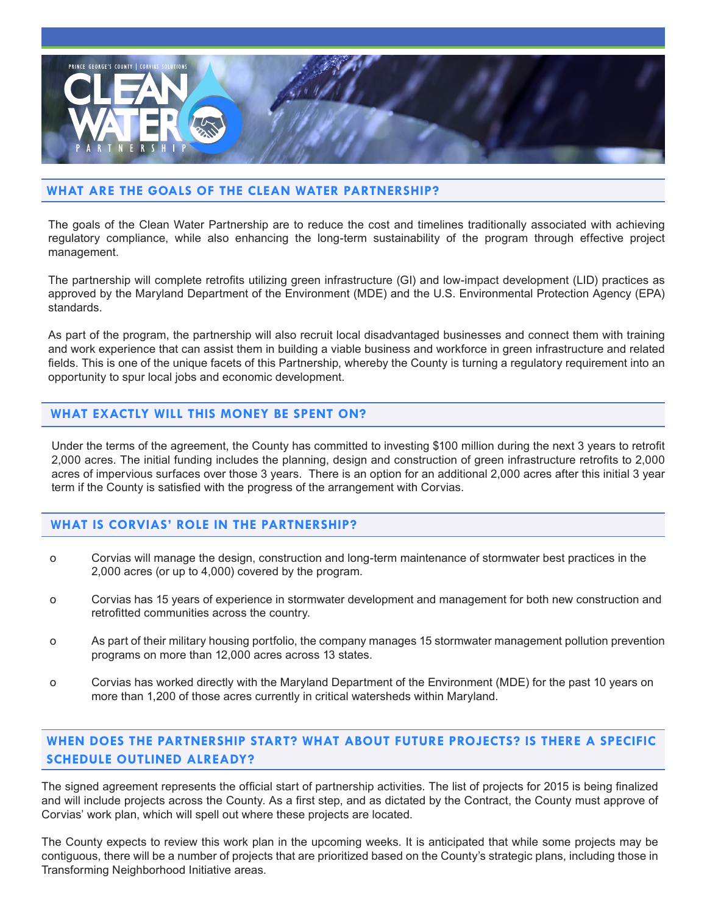## WHAT ARE THE GOALS OF THE CLEAN WATER PARTNERSHIP?

The goals of the Clean Water Partnership are to reduce the cost and timelines traditionally associated with achieving regulatory compliance, while also enhancing the long-term sustainability of the program through effective project management.

The partnership will complete retrofits utilizing green infrastructure (GI) and low-impact development (LID) practices as approved by the Maryland Department of the Environment (MDE) and the U.S. Environmental Protection Agency (EPA) standards.

As part of the program, the partnership will also recruit local disadvantaged businesses and connect them with training and work experience that can assist them in building a viable business and workforce in green infrastructure and related fields. This is one of the unique facets of this Partnership, whereby the County is turning a regulatory requirement into an opportunity to spur local jobs and economic development.

## WHAT EXACTLY WILL THIS MONEY BE SPENT ON?

Under the terms of the agreement, the County has committed to investing $100 million during the next 3 years to retrofit 2,000 acres. The initial funding includes the planning, design and construction of green infrastructure retrofits to 2,000 acres of impervious surfaces over those 3 years. There is an option for an additional 2,000 acres after this initial 3 year term if the County is satisfied with the progress of the arrangement with Corvias.

## WHAT IS CORVIAS' ROLE IN THE PARTNERSHIP?

- Corvias will manage the design, construction and long-term maintenance of stormwater best practices in the 2,000 acres (or up to 4,000) covered by the program.
- Corvias has 15 years of experience in stormwater development and management for both new construction and retrofitted communities across the country.
- As part of their military housing portfolio, the company manages 15 stormwater management pollution prevention programs on more than 12,000 acres across 13 states.
- Corvias has worked directly with the Maryland Department of the Environment (MDE) for the past 10 years on more than 1,200 of those acres currently in critical watersheds within Maryland.

## WHEN DOES THE PARTNERSHIP START? WHAT ABOUT FUTURE PROJECTS? IS THERE A SPECIFIC SCHEDULE OUTLINED ALREADY?

The signed agreement represents the official start of partnership activities. The list of projects for 2015 is being finalized and will include projects across the County. As a first step, and as dictated by the Contract, the County must approve of Corvias' work plan, which will spell out where these projects are located.

The County expects to review this work plan in the upcoming weeks. It is anticipated that while some projects may be contiguous, there will be a number of projects that are prioritized based on the County's strategic plans, including those in Transforming Neighborhood Initiative areas.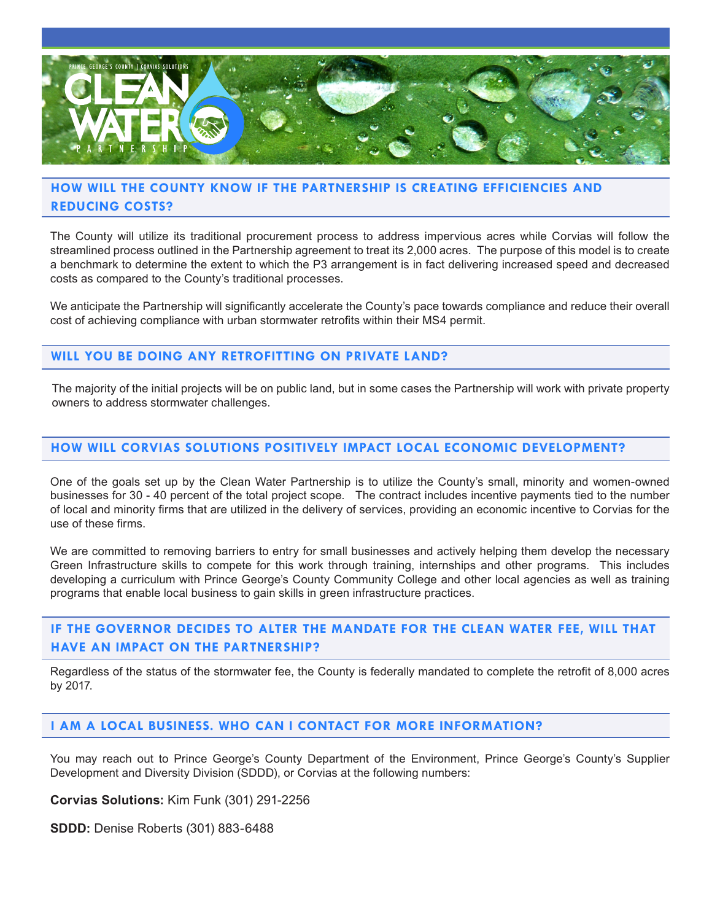## HOW WILL THE COUNTY KNOW IF THE PARTNERSHIP IS CREATING EFFICIENCIES AND REDUCING COSTS?

The County will utilize its traditional procurement process to address impervious acres while Corvias will follow the streamlined process outlined in the Partnership agreement to treat its 2,000 acres. The purpose of this model is to create a benchmark to determine the extent to which the P3 arrangement is in fact delivering increased speed and decreased costs as compared to the County's traditional processes.

We anticipate the Partnership will significantly accelerate the County's pace towards compliance and reduce their overall cost of achieving compliance with urban stormwater retrofits within their MS4 permit.

## WILL YOU BE DOING ANY RETROFITTING ON PRIVATE LAND?

The majority of the initial projects will be on public land, but in some cases the Partnership will work with private property owners to address stormwater challenges.

## HOW WILL CORVIAS SOLUTIONS POSITIVELY IMPACT LOCAL ECONOMIC DEVELOPMENT?

One of the goals set up by the Clean Water Partnership is to utilize the County's small, minority and women-owned businesses for 30 - 40 percent of the total project scope. The contract includes incentive payments tied to the number of local and minority firms that are utilized in the delivery of services, providing an economic incentive to Corvias for the use of these firms.

We are committed to removing barriers to entry for small businesses and actively helping them develop the necessary Green Infrastructure skills to compete for this work through training, internships and other programs. This includes developing a curriculum with Prince George's County Community College and other local agencies as well as training programs that enable local business to gain skills in green infrastructure practices.

## IF THE GOVERNOR DECIDES TO ALTER THE MANDATE FOR THE CLEAN WATER FEE, WILL THAT HAVE AN IMPACT ON THE PARTNERSHIP?

Regardless of the status of the stormwater fee, the County is federally mandated to complete the retrofit of 8,000 acres by 2017.

## I AM A LOCAL BUSINESS. WHO CAN I CONTACT FOR MORE INFORMATION?

You may reach out to Prince George's County Department of the Environment, Prince George's County's Supplier Development and Diversity Division (SDDD), or Corvias at the following numbers:

**Corvias Solutions:** Kim Funk (301) 291-2256

**SDDD:** Denise Roberts (301) 883-6488